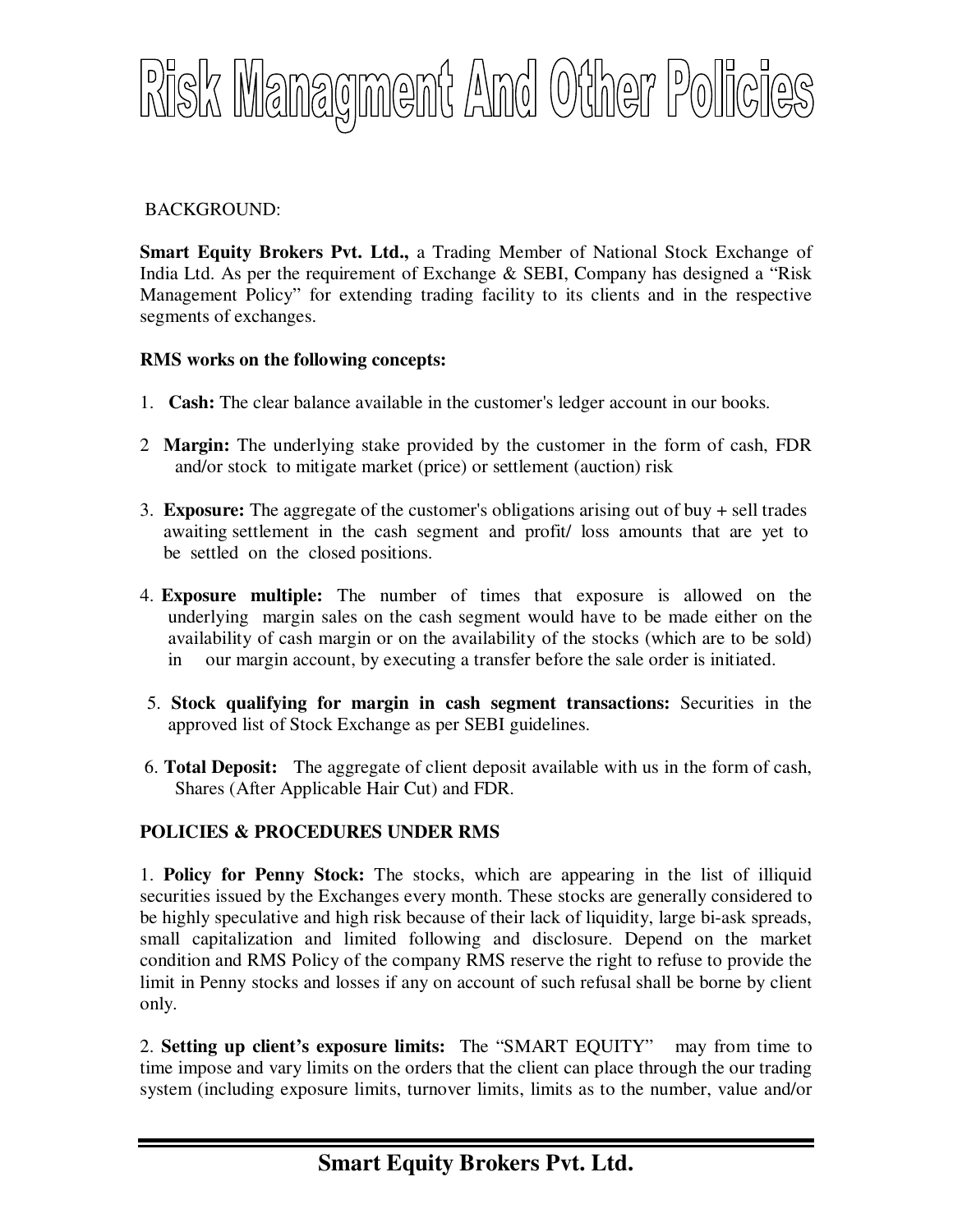# Risk Managment And Other Policies

BACKGROUND:

**Smart Equity Brokers Pvt. Ltd.,** a Trading Member of National Stock Exchange of India Ltd. As per the requirement of Exchange & SEBI, Company has designed a "Risk Management Policy" for extending trading facility to its clients and in the respective segments of exchanges.

**RMS works on the following concepts:**

1. **Cash:** The clear balance available in the customer's ledger account in our books.

2 **Margin:** The underlying stake provided by the customer in the form of cash, FDR and/or stock to mitigate market (price) or settlement (auction) risk

3. **Exposure:** The aggregate of the customer's obligations arising out of buy + sell trades awaiting settlement in the cash segment and profit/ loss amounts that are yet to be settled on the closed positions.

4. **Exposure multiple:** The number of times that exposure is allowed on the underlying margin sales on the cash segment would have to be made either on the availability of cash margin or on the availability of the stocks (which are to be sold) in our margin account, by executing a transfer before the sale order is initiated.

5. **Stock qualifying for margin in cash segment transactions:** Securities in the approved list of Stock Exchange as per SEBI guidelines.

6. **Total Deposit:** The aggregate of client deposit available with us in the form of cash, Shares (After Applicable Hair Cut) and FDR.

**POLICIES & PROCEDURES UNDER RMS**

1. **Policy for Penny Stock:** The stocks, which are appearing in the list of illiquid securities issued by the Exchanges every month. These stocks are generally considered to be highly speculative and high risk because of their lack of liquidity, large bi-ask spreads, small capitalization and limited following and disclosure. Depend on the market condition and RMS Policy of the company RMS reserve the right to refuse to provide the limit in Penny stocks and losses if any on account of such refusal shall be borne by client only.

2. **Setting up client's exposure limits:** The "SMART EQUITY" may from time to time impose and vary limits on the orders that the client can place through the our trading system (including exposure limits, turnover limits, limits as to the number, value and/or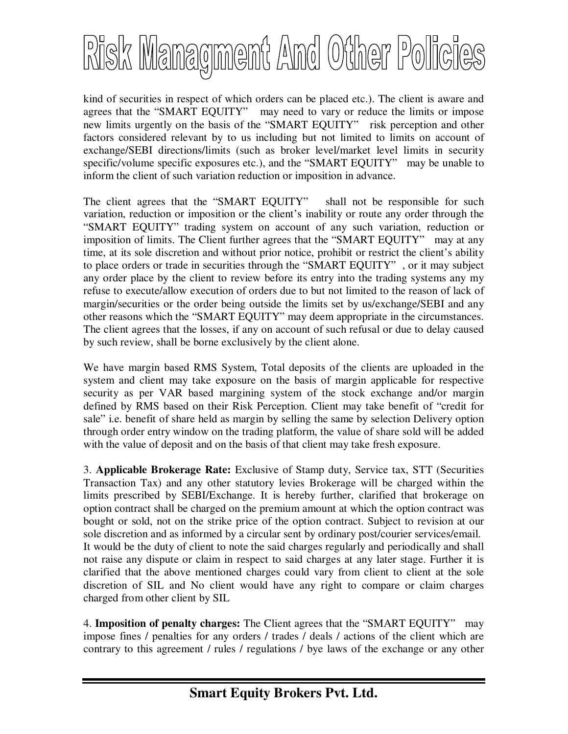kind of securities in respect of which orders can be placed etc.). The client is aware and agrees that the “SMART EQUITY” may need to vary or reduce the limits or impose new limits urgently on the basis of the “SMART EQUITY” risk perception and other factors considered relevant by to us including but not limited to limits on account of exchange/SEBI directions/limits (such as broker level/market level limits in security specific/volume specific exposures etc.), and the “SMART EQUITY” may be unable to inform the client of such variation reduction or imposition in advance.

The client agrees that the “SMART EQUITY” shall not be responsible for such variation, reduction or imposition or the client’s inability or route any order through the “SMART EQUITY” trading system on account of any such variation, reduction or imposition of limits. The Client further agrees that the “SMART EQUITY” may at any time, at its sole discretion and without prior notice, prohibit or restrict the client’s ability to place orders or trade in securities through the “SMART EQUITY” , or it may subject any order place by the client to review before its entry into the trading systems any my refuse to execute/allow execution of orders due to but not limited to the reason of lack of margin/securities or the order being outside the limits set by us/exchange/SEBI and any other reasons which the “SMART EQUITY” may deem appropriate in the circumstances. The client agrees that the losses, if any on account of such refusal or due to delay caused by such review, shall be borne exclusively by the client alone.

We have margin based RMS System, Total deposits of the clients are uploaded in the system and client may take exposure on the basis of margin applicable for respective security as per VAR based margining system of the stock exchange and/or margin defined by RMS based on their Risk Perception. Client may take benefit of “credit for sale” i.e. benefit of share held as margin by selling the same by selection Delivery option through order entry window on the trading platform, the value of share sold will be added with the value of deposit and on the basis of that client may take fresh exposure.

3. **Applicable Brokerage Rate:** Exclusive of Stamp duty, Service tax, STT (Securities Transaction Tax) and any other statutory levies Brokerage will be charged within the limits prescribed by SEBI/Exchange. It is hereby further, clarified that brokerage on option contract shall be charged on the premium amount at which the option contract was bought or sold, not on the strike price of the option contract. Subject to revision at our sole discretion and as informed by a circular sent by ordinary post/courier services/email. It would be the duty of client to note the said charges regularly and periodically and shall not raise any dispute or claim in respect to said charges at any later stage. Further it is clarified that the above mentioned charges could vary from client to client at the sole discretion of SIL and No client would have any right to compare or claim charges charged from other client by SIL

4. **Imposition of penalty charges:** The Client agrees that the “SMART EQUITY” may impose fines / penalties for any orders / trades / deals / actions of the client which are contrary to this agreement / rules / regulations / bye laws of the exchange or any other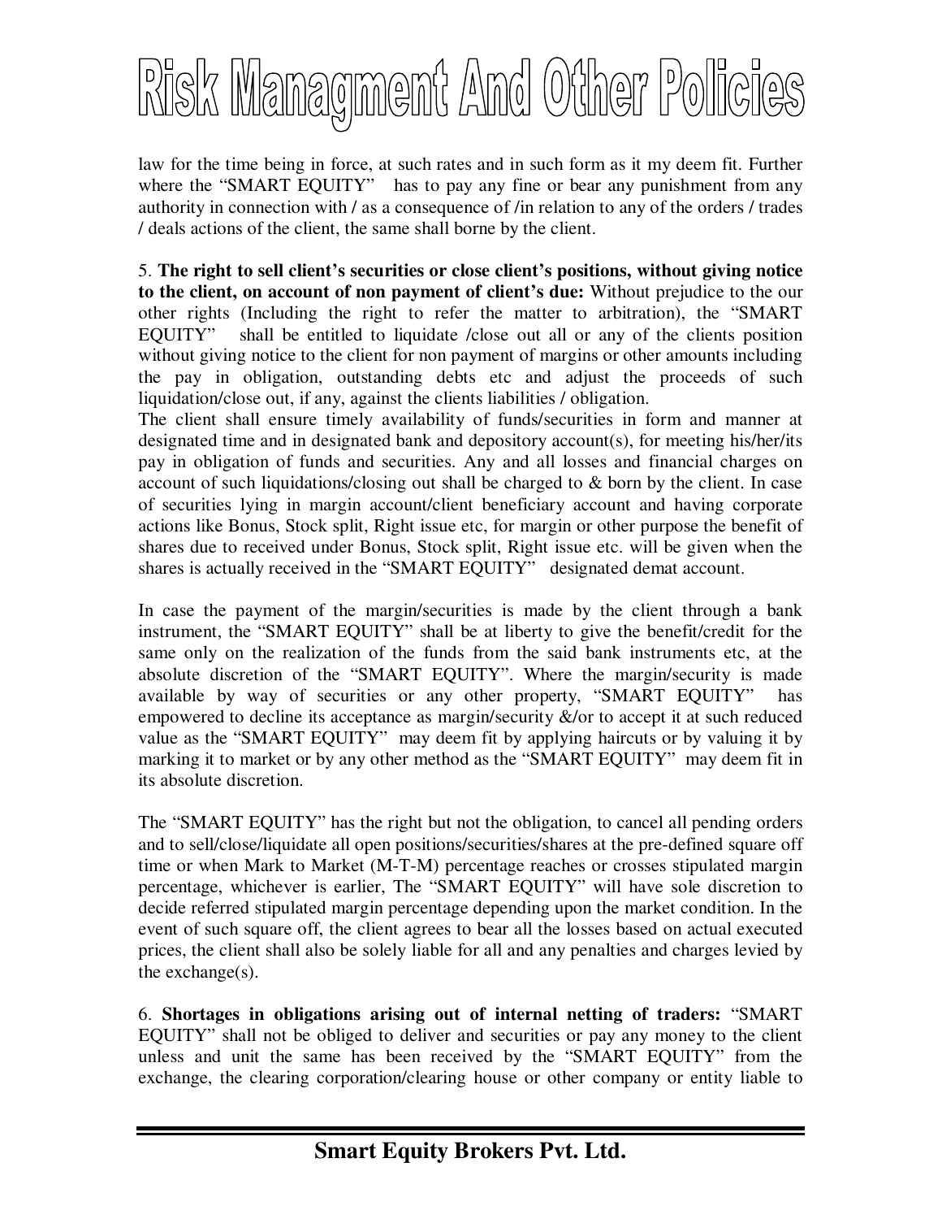law for the time being in force, at such rates and in such form as it my deem fit. Further where the "SMART EQUITY" has to pay any fine or bear any punishment from any authority in connection with / as a consequence of /in relation to any of the orders / trades / deals actions of the client, the same shall borne by the client.

5. **The right to sell client's securities or close client's positions, without giving notice to the client, on account of non payment of client's due:** Without prejudice to the our other rights (Including the right to refer the matter to arbitration), the "SMART EQUITY" shall be entitled to liquidate /close out all or any of the clients position without giving notice to the client for non payment of margins or other amounts including the pay in obligation, outstanding debts etc and adjust the proceeds of such liquidation/close out, if any, against the clients liabilities / obligation.
The client shall ensure timely availability of funds/securities in form and manner at designated time and in designated bank and depository account(s), for meeting his/her/its pay in obligation of funds and securities. Any and all losses and financial charges on account of such liquidations/closing out shall be charged to & born by the client. In case of securities lying in margin account/client beneficiary account and having corporate actions like Bonus, Stock split, Right issue etc, for margin or other purpose the benefit of shares due to received under Bonus, Stock split, Right issue etc. will be given when the shares is actually received in the "SMART EQUITY" designated demat account.

In case the payment of the margin/securities is made by the client through a bank instrument, the "SMART EQUITY" shall be at liberty to give the benefit/credit for the same only on the realization of the funds from the said bank instruments etc, at the absolute discretion of the "SMART EQUITY". Where the margin/security is made available by way of securities or any other property, "SMART EQUITY" has empowered to decline its acceptance as margin/security &/or to accept it at such reduced value as the "SMART EQUITY" may deem fit by applying haircuts or by valuing it by marking it to market or by any other method as the "SMART EQUITY" may deem fit in its absolute discretion.

The "SMART EQUITY" has the right but not the obligation, to cancel all pending orders and to sell/close/liquidate all open positions/securities/shares at the pre-defined square off time or when Mark to Market (M-T-M) percentage reaches or crosses stipulated margin percentage, whichever is earlier, The "SMART EQUITY" will have sole discretion to decide referred stipulated margin percentage depending upon the market condition. In the event of such square off, the client agrees to bear all the losses based on actual executed prices, the client shall also be solely liable for all and any penalties and charges levied by the exchange(s).

6. **Shortages in obligations arising out of internal netting of traders:** "SMART EQUITY" shall not be obliged to deliver and securities or pay any money to the client unless and unit the same has been received by the "SMART EQUITY" from the exchange, the clearing corporation/clearing house or other company or entity liable to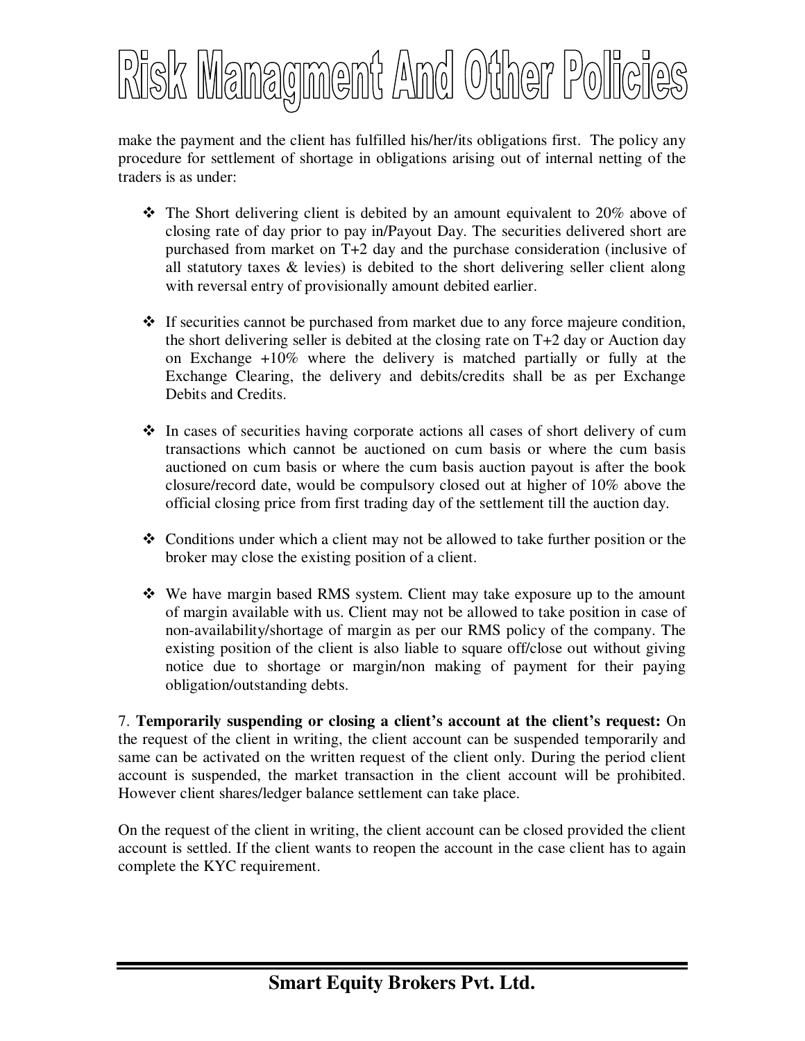make the payment and the client has fulfilled his/her/its obligations first. The policy any procedure for settlement of shortage in obligations arising out of internal netting of the traders is as under:

- The Short delivering client is debited by an amount equivalent to 20% above of closing rate of day prior to pay in/Payout Day. The securities delivered short are purchased from market on T+2 day and the purchase consideration (inclusive of all statutory taxes & levies) is debited to the short delivering seller client along with reversal entry of provisionally amount debited earlier.

- If securities cannot be purchased from market due to any force majeure condition, the short delivering seller is debited at the closing rate on T+2 day or Auction day on Exchange +10% where the delivery is matched partially or fully at the Exchange Clearing, the delivery and debits/credits shall be as per Exchange Debits and Credits.

- In cases of securities having corporate actions all cases of short delivery of cum transactions which cannot be auctioned on cum basis or where the cum basis auctioned on cum basis or where the cum basis auction payout is after the book closure/record date, would be compulsory closed out at higher of 10% above the official closing price from first trading day of the settlement till the auction day.

- Conditions under which a client may not be allowed to take further position or the broker may close the existing position of a client.

- We have margin based RMS system. Client may take exposure up to the amount of margin available with us. Client may not be allowed to take position in case of non-availability/shortage of margin as per our RMS policy of the company. The existing position of the client is also liable to square off/close out without giving notice due to shortage or margin/non making of payment for their paying obligation/outstanding debts.

7. **Temporarily suspending or closing a client's account at the client's request:** On the request of the client in writing, the client account can be suspended temporarily and same can be activated on the written request of the client only. During the period client account is suspended, the market transaction in the client account will be prohibited. However client shares/ledger balance settlement can take place.

On the request of the client in writing, the client account can be closed provided the client account is settled. If the client wants to reopen the account in the case client has to again complete the KYC requirement.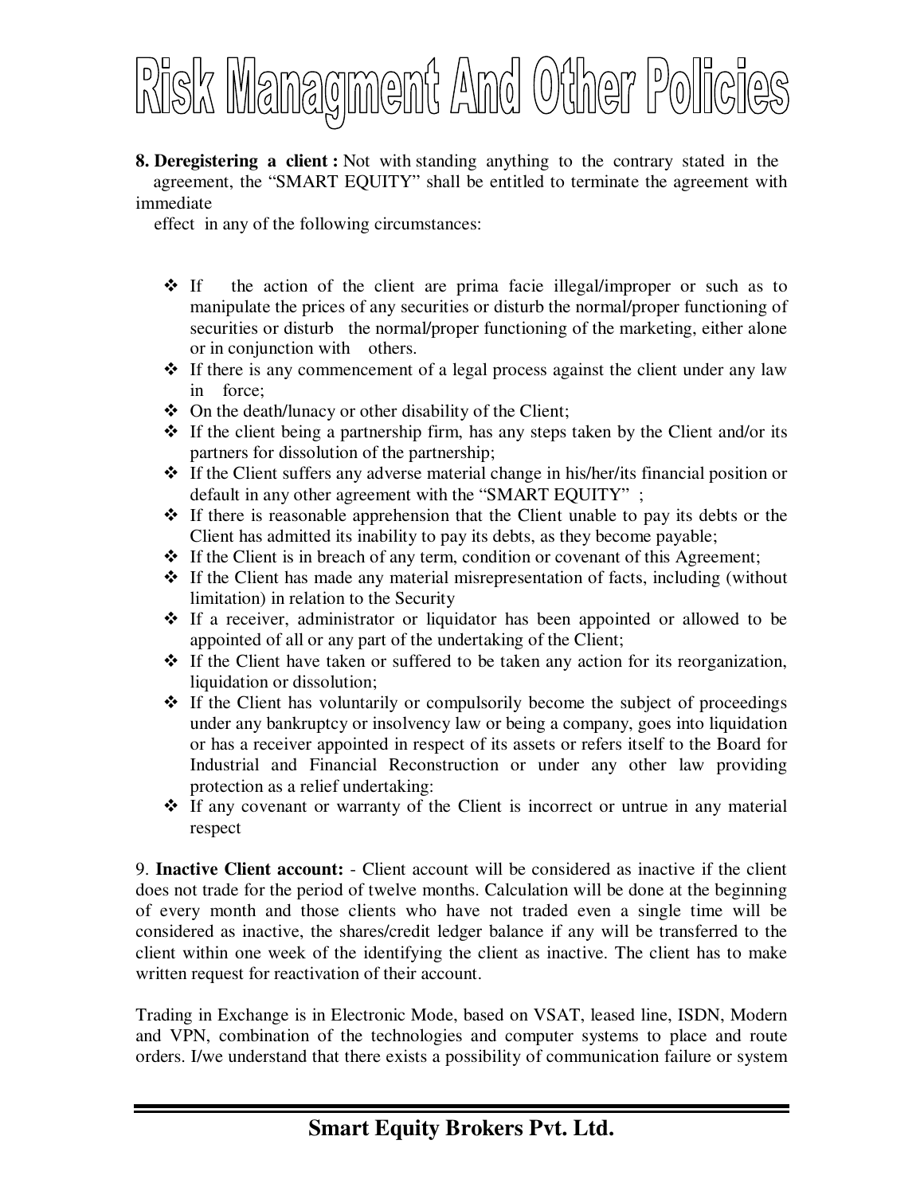# Risk Managment And Other Policies

**8. Deregistering a client :** Not with standing anything to the contrary stated in the agreement, the "SMART EQUITY" shall be entitled to terminate the agreement with immediate effect in any of the following circumstances:

- If the action of the client are prima facie illegal/improper or such as to manipulate the prices of any securities or disturb the normal/proper functioning of securities or disturb the normal/proper functioning of the marketing, either alone or in conjunction with others.
- If there is any commencement of a legal process against the client under any law in force;
- On the death/lunacy or other disability of the Client;
- If the client being a partnership firm, has any steps taken by the Client and/or its partners for dissolution of the partnership;
- If the Client suffers any adverse material change in his/her/its financial position or default in any other agreement with the "SMART EQUITY" ;
- If there is reasonable apprehension that the Client unable to pay its debts or the Client has admitted its inability to pay its debts, as they become payable;
- If the Client is in breach of any term, condition or covenant of this Agreement;
- If the Client has made any material misrepresentation of facts, including (without limitation) in relation to the Security
- If a receiver, administrator or liquidator has been appointed or allowed to be appointed of all or any part of the undertaking of the Client;
- If the Client have taken or suffered to be taken any action for its reorganization, liquidation or dissolution;
- If the Client has voluntarily or compulsorily become the subject of proceedings under any bankruptcy or insolvency law or being a company, goes into liquidation or has a receiver appointed in respect of its assets or refers itself to the Board for Industrial and Financial Reconstruction or under any other law providing protection as a relief undertaking:
- If any covenant or warranty of the Client is incorrect or untrue in any material respect

9. **Inactive Client account:** - Client account will be considered as inactive if the client does not trade for the period of twelve months. Calculation will be done at the beginning of every month and those clients who have not traded even a single time will be considered as inactive, the shares/credit ledger balance if any will be transferred to the client within one week of the identifying the client as inactive. The client has to make written request for reactivation of their account.

Trading in Exchange is in Electronic Mode, based on VSAT, leased line, ISDN, Modern and VPN, combination of the technologies and computer systems to place and route orders. I/we understand that there exists a possibility of communication failure or system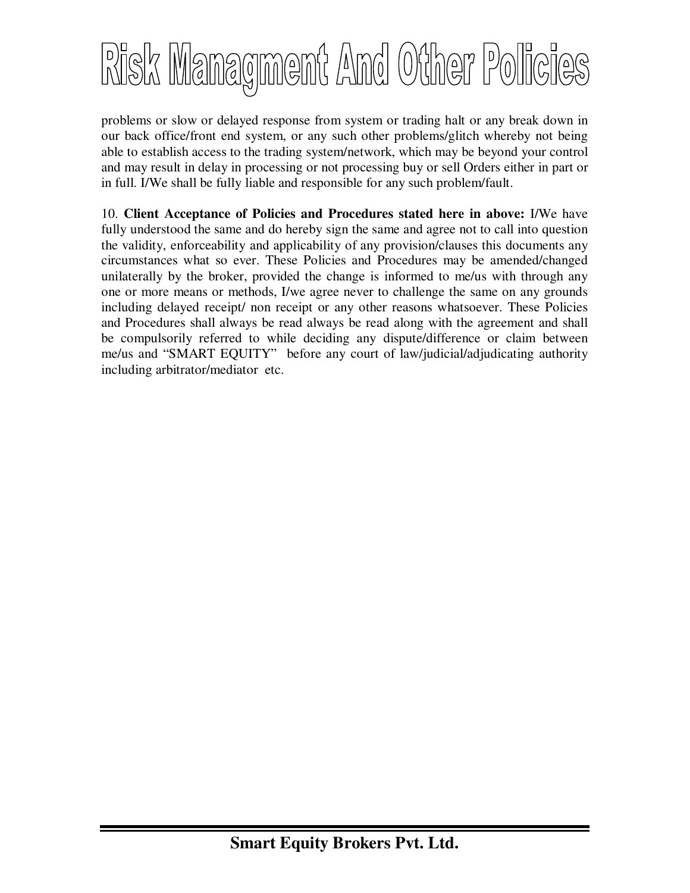problems or slow or delayed response from system or trading halt or any break down in our back office/front end system, or any such other problems/glitch whereby not being able to establish access to the trading system/network, which may be beyond your control and may result in delay in processing or not processing buy or sell Orders either in part or in full. I/We shall be fully liable and responsible for any such problem/fault.

10. **Client Acceptance of Policies and Procedures stated here in above:** I/We have fully understood the same and do hereby sign the same and agree not to call into question the validity, enforceability and applicability of any provision/clauses this documents any circumstances what so ever. These Policies and Procedures may be amended/changed unilaterally by the broker, provided the change is informed to me/us with through any one or more means or methods, I/we agree never to challenge the same on any grounds including delayed receipt/ non receipt or any other reasons whatsoever. These Policies and Procedures shall always be read always be read along with the agreement and shall be compulsorily referred to while deciding any dispute/difference or claim between me/us and "SMART EQUITY" before any court of law/judicial/adjudicating authority including arbitrator/mediator etc.